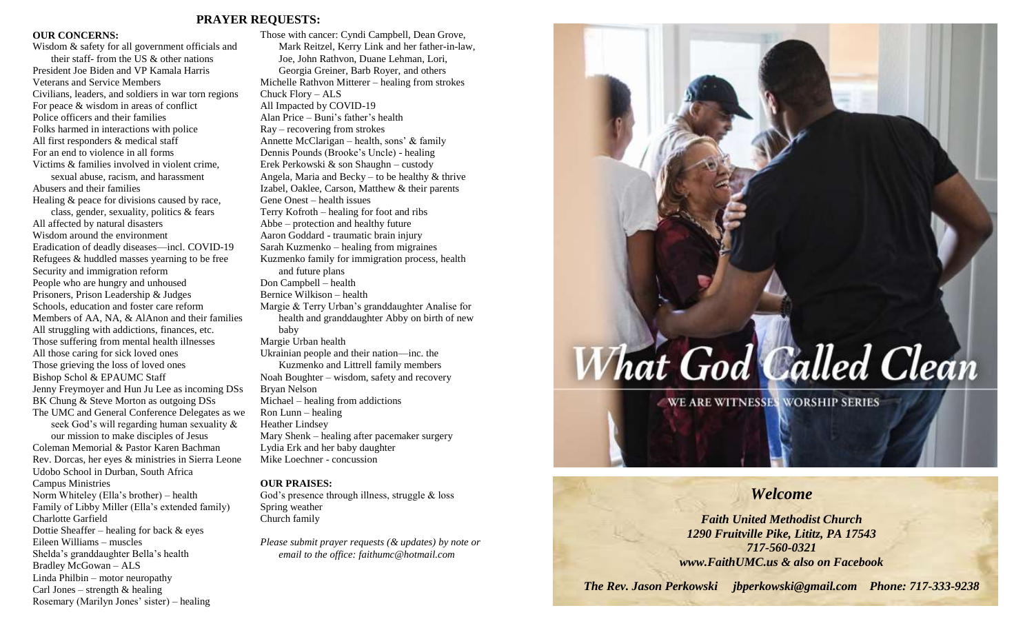## PRAYER REQUESTS:

**OUR CONCERNS:**

Wisdom & safety for all government officials and their staff- from the US & other nations
President Joe Biden and VP Kamala Harris
Veterans and Service Members
Civilians, leaders, and soldiers in war torn regions
For peace & wisdom in areas of conflict
Police officers and their families
Folks harmed in interactions with police
All first responders & medical staff
For an end to violence in all forms
Victims & families involved in violent crime, sexual abuse, racism, and harassment
Abusers and their families
Healing & peace for divisions caused by race, class, gender, sexuality, politics & fears
All affected by natural disasters
Wisdom around the environment
Eradication of deadly diseases—incl. COVID-19
Refugees & huddled masses yearning to be free
Security and immigration reform
People who are hungry and unhoused
Prisoners, Prison Leadership & Judges
Schools, education and foster care reform
Members of AA, NA, & AlAnon and their families
All struggling with addictions, finances, etc.
Those suffering from mental health illnesses
All those caring for sick loved ones
Those grieving the loss of loved ones
Bishop Schol & EPAUMC Staff
Jenny Freymoyer and Hun Ju Lee as incoming DSs
BK Chung & Steve Morton as outgoing DSs
The UMC and General Conference Delegates as we seek God's will regarding human sexuality & our mission to make disciples of Jesus
Coleman Memorial & Pastor Karen Bachman
Rev. Dorcas, her eyes & ministries in Sierra Leone
Udobo School in Durban, South Africa
Campus Ministries
Norm Whiteley (Ella's brother) – health
Family of Libby Miller (Ella's extended family)
Charlotte Garfield
Dottie Sheaffer – healing for back & eyes
Eileen Williams – muscles
Shelda's granddaughter Bella's health
Bradley McGowan – ALS
Linda Philbin – motor neuropathy
Carl Jones – strength & healing
Rosemary (Marilyn Jones' sister) – healing
Those with cancer: Cyndi Campbell, Dean Grove, Mark Reitzel, Kerry Link and her father-in-law, Joe, John Rathvon, Duane Lehman, Lori, Georgia Greiner, Barb Royer, and others
Michelle Rathvon Mitterer – healing from strokes
Chuck Flory – ALS
All Impacted by COVID-19
Alan Price – Buni's father's health
Ray – recovering from strokes
Annette McClarigan – health, sons' & family
Dennis Pounds (Brooke's Uncle) - healing
Erek Perkowski & son Shaughn – custody
Angela, Maria and Becky – to be healthy & thrive
Izabel, Oaklee, Carson, Matthew & their parents
Gene Onest – health issues
Terry Kofroth – healing for foot and ribs
Abbe – protection and healthy future
Aaron Goddard - traumatic brain injury
Sarah Kuzmenko – healing from migraines
Kuzmenko family for immigration process, health and future plans
Don Campbell – health
Bernice Wilkison – health
Margie & Terry Urban's granddaughter Analise for health and granddaughter Abby on birth of new baby
Margie Urban health
Ukrainian people and their nation—inc. the Kuzmenko and Littrell family members
Noah Boughter – wisdom, safety and recovery
Bryan Nelson
Michael – healing from addictions
Ron Lunn – healing
Heather Lindsey
Mary Shenk – healing after pacemaker surgery
Lydia Erk and her baby daughter
Mike Loechner - concussion

**OUR PRAISES:**

God's presence through illness, struggle & loss
Spring weather
Church family

*Please submit prayer requests (& updates) by note or email to the office: faithumc@hotmail.com*

# What God Called Clean

WE ARE WITNESSES WORSHIP SERIES

## *Welcome*

***Faith United Methodist Church***
***1290 Fruitville Pike, Lititz, PA 17543***
***717-560-0321***
***www.FaithUMC.us & also on Facebook***

***The Rev. Jason Perkowski    jbperkowski@gmail.com    Phone: 717-333-9238***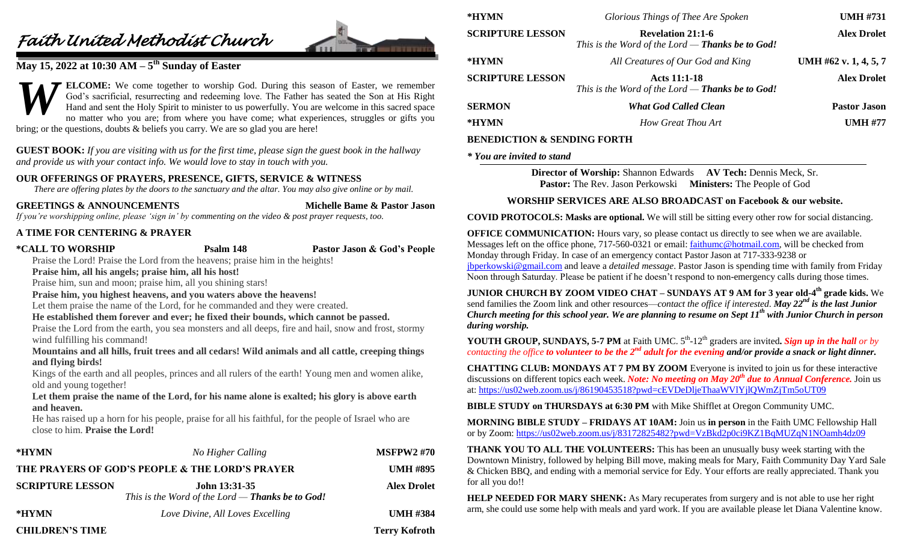# *Faith United Methodist Church*

## May 15, 2022 at 10:30 AM – 5th Sunday of Easter

**WELCOME:** We come together to worship God. During this season of Easter, we remember God's sacrificial, resurrecting and redeeming love. The Father has seated the Son at His Right Hand and sent the Holy Spirit to minister to us powerfully. You are welcome in this sacred space no matter who you are; from where you have come; what experiences, struggles or gifts you bring; or the questions, doubts & beliefs you carry. We are so glad you are here!

**GUEST BOOK:** *If you are visiting with us for the first time, please sign the guest book in the hallway and provide us with your contact info. We would love to stay in touch with you.*

**OUR OFFERINGS OF PRAYERS, PRESENCE, GIFTS, SERVICE & WITNESS**

*There are offering plates by the doors to the sanctuary and the altar. You may also give online or by mail.*

**GREETINGS & ANNOUNCEMENTS** — **Michelle Bame & Pastor Jason**

*If you're worshipping online, please 'sign in' by commenting on the video & post prayer requests, too.*

**A TIME FOR CENTERING & PRAYER**

**\*CALL TO WORSHIP** — **Psalm 148** — **Pastor Jason & God's People**

Praise the Lord! Praise the Lord from the heavens; praise him in the heights!

**Praise him, all his angels; praise him, all his host!**

Praise him, sun and moon; praise him, all you shining stars!

**Praise him, you highest heavens, and you waters above the heavens!**

Let them praise the name of the Lord, for he commanded and they were created.

**He established them forever and ever; he fixed their bounds, which cannot be passed.**

Praise the Lord from the earth, you sea monsters and all deeps, fire and hail, snow and frost, stormy wind fulfilling his command!

**Mountains and all hills, fruit trees and all cedars! Wild animals and all cattle, creeping things and flying birds!**

Kings of the earth and all peoples, princes and all rulers of the earth! Young men and women alike, old and young together!

**Let them praise the name of the Lord, for his name alone is exalted; his glory is above earth and heaven.**

He has raised up a horn for his people, praise for all his faithful, for the people of Israel who are close to him. **Praise the Lord!**

| | | |
|---|---|---|
| **\*HYMN** | *No Higher Calling* | **MSFPW2 #70** |
| **THE PRAYERS OF GOD'S PEOPLE & THE LORD'S PRAYER** | | **UMH #895** |
| **SCRIPTURE LESSON** | **John 13:31-35** *This is the Word of the Lord — **Thanks be to God!*** | **Alex Drolet** |
| **\*HYMN** | *Love Divine, All Loves Excelling* | **UMH #384** |
| **CHILDREN'S TIME** | | **Terry Kofroth** |
| **\*HYMN** | *Glorious Things of Thee Are Spoken* | **UMH #731** |
| **SCRIPTURE LESSON** | **Revelation 21:1-6** *This is the Word of the Lord — **Thanks be to God!*** | **Alex Drolet** |
| **\*HYMN** | *All Creatures of Our God and King* | **UMH #62 v. 1, 4, 5, 7** |
| **SCRIPTURE LESSON** | **Acts 11:1-18** *This is the Word of the Lord — **Thanks be to God!*** | **Alex Drolet** |
| **SERMON** | ***What God Called Clean*** | **Pastor Jason** |
| **\*HYMN** | *How Great Thou Art* | **UMH #77** |

**BENEDICTION & SENDING FORTH**

***\* You are invited to stand***

**Director of Worship:** Shannon Edwards **AV Tech:** Dennis Meck, Sr.
**Pastor:** The Rev. Jason Perkowski **Ministers:** The People of God

**WORSHIP SERVICES ARE ALSO BROADCAST on Facebook & our website.**

**COVID PROTOCOLS: Masks are optional.** We will still be sitting every other row for social distancing.

**OFFICE COMMUNICATION:** Hours vary, so please contact us directly to see when we are available. Messages left on the office phone, 717-560-0321 or email: faithumc@hotmail.com, will be checked from Monday through Friday. In case of an emergency contact Pastor Jason at 717-333-9238 or jbperkowski@gmail.com and leave a *detailed message*. Pastor Jason is spending time with family from Friday Noon through Saturday. Please be patient if he doesn't respond to non-emergency calls during those times.

**JUNIOR CHURCH BY ZOOM VIDEO CHAT – SUNDAYS AT 9 AM for 3 year old-4th grade kids.** We send families the Zoom link and other resources—*contact the office if interested. **May 22nd is the last Junior Church meeting for this school year. We are planning to resume on Sept 11th with Junior Church in person during worship.***

**YOUTH GROUP, SUNDAYS, 5-7 PM** at Faith UMC. 5th-12th graders are invited**.** ***Sign up in the hall** or by contacting the office **to volunteer to be the 2nd adult for the evening and/or provide a snack or light dinner.***

**CHATTING CLUB: MONDAYS AT 7 PM BY ZOOM** Everyone is invited to join us for these interactive discussions on different topics each week. ***Note: No meeting on May 20th due to Annual Conference.*** Join us at: https://us02web.zoom.us/j/86190453518?pwd=cEVDeDljeThaaWVlYjlQWmZjTm5oUT09

**BIBLE STUDY on THURSDAYS at 6:30 PM** with Mike Shifflet at Oregon Community UMC.

**MORNING BIBLE STUDY – FRIDAYS AT 10AM:** Join us **in person** in the Faith UMC Fellowship Hall or by Zoom: https://us02web.zoom.us/j/83172825482?pwd=VzBkd2p0ci9KZ1BqMUZqN1NOamh4dz09

**THANK YOU TO ALL THE VOLUNTEERS:** This has been an unusually busy week starting with the Downtown Ministry, followed by helping Bill move, making meals for Mary, Faith Community Day Yard Sale & Chicken BBQ, and ending with a memorial service for Edy. Your efforts are really appreciated. Thank you for all you do!!

**HELP NEEDED FOR MARY SHENK:** As Mary recuperates from surgery and is not able to use her right arm, she could use some help with meals and yard work. If you are available please let Diana Valentine know.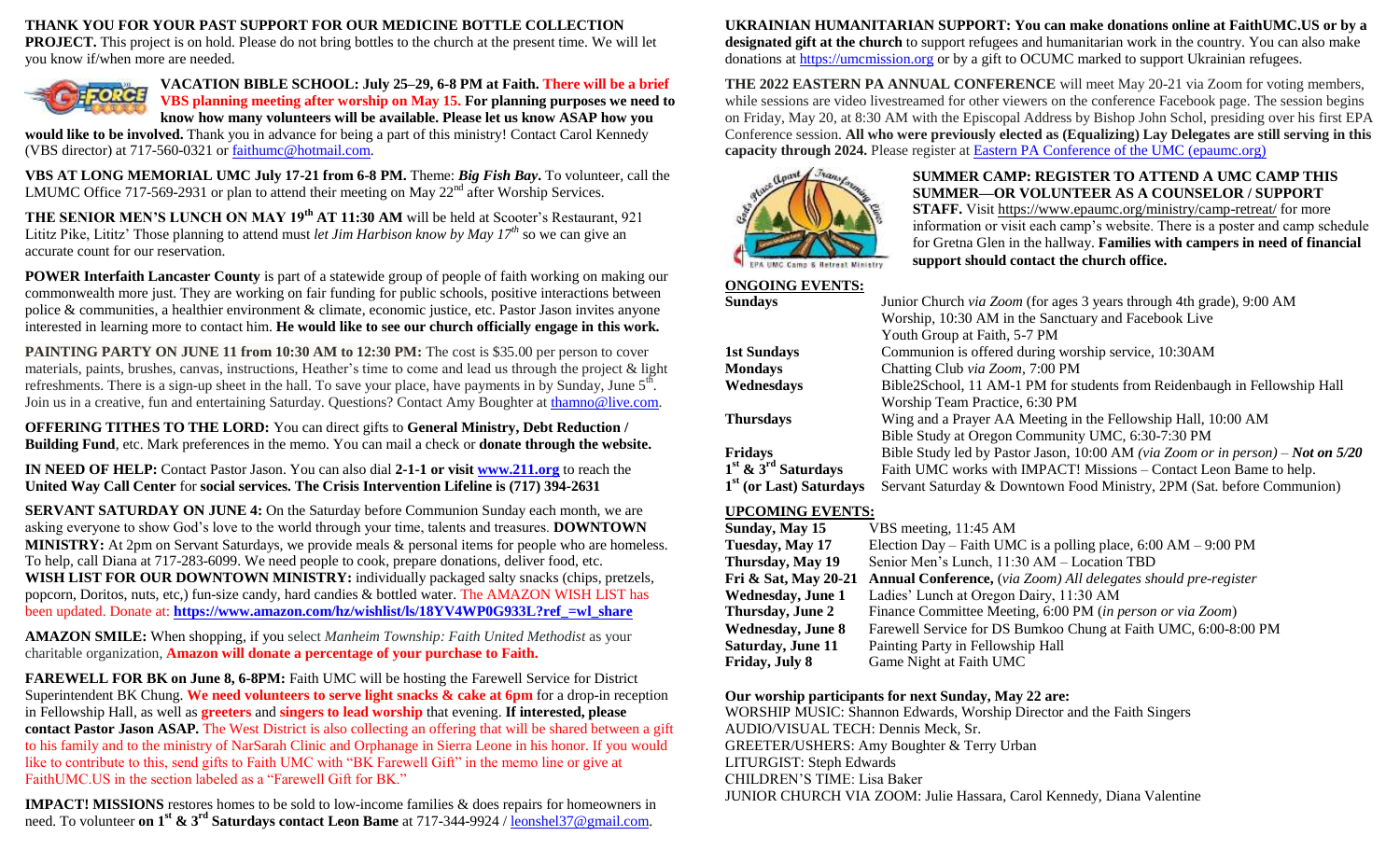**THANK YOU FOR YOUR PAST SUPPORT FOR OUR MEDICINE BOTTLE COLLECTION PROJECT.** This project is on hold. Please do not bring bottles to the church at the present time. We will let you know if/when more are needed.

**VACATION BIBLE SCHOOL: July 25–29, 6-8 PM at Faith. There will be a brief VBS planning meeting after worship on May 15. For planning purposes we need to know how many volunteers will be available. Please let us know ASAP how you would like to be involved.** Thank you in advance for being a part of this ministry! Contact Carol Kennedy (VBS director) at 717-560-0321 or faithumc@hotmail.com.

**VBS AT LONG MEMORIAL UMC July 17-21 from 6-8 PM.** Theme: ***Big Fish Bay***. To volunteer, call the LMUMC Office 717-569-2931 or plan to attend their meeting on May 22nd after Worship Services.

**THE SENIOR MEN'S LUNCH ON MAY 19th AT 11:30 AM** will be held at Scooter's Restaurant, 921 Lititz Pike, Lititz' Those planning to attend must *let Jim Harbison know by May 17th* so we can give an accurate count for our reservation.

**POWER Interfaith Lancaster County** is part of a statewide group of people of faith working on making our commonwealth more just. They are working on fair funding for public schools, positive interactions between police & communities, a healthier environment & climate, economic justice, etc. Pastor Jason invites anyone interested in learning more to contact him. **He would like to see our church officially engage in this work.**

**PAINTING PARTY ON JUNE 11 from 10:30 AM to 12:30 PM:** The cost is $35.00 per person to cover materials, paints, brushes, canvas, instructions, Heather's time to come and lead us through the project & light refreshments. There is a sign-up sheet in the hall. To save your place, have payments in by Sunday, June 5th. Join us in a creative, fun and entertaining Saturday. Questions? Contact Amy Boughter at thamno@live.com.

**OFFERING TITHES TO THE LORD:** You can direct gifts to **General Ministry, Debt Reduction / Building Fund**, etc. Mark preferences in the memo. You can mail a check or **donate through the website.**

**IN NEED OF HELP:** Contact Pastor Jason. You can also dial **2-1-1 or visit www.211.org** to reach the **United Way Call Center** for **social services. The Crisis Intervention Lifeline is (717) 394-2631**

**SERVANT SATURDAY ON JUNE 4:** On the Saturday before Communion Sunday each month, we are asking everyone to show God's love to the world through your time, talents and treasures. **DOWNTOWN MINISTRY:** At 2pm on Servant Saturdays, we provide meals & personal items for people who are homeless. To help, call Diana at 717-283-6099. We need people to cook, prepare donations, deliver food, etc.
**WISH LIST FOR OUR DOWNTOWN MINISTRY:** individually packaged salty snacks (chips, pretzels, popcorn, Doritos, nuts, etc,) fun-size candy, hard candies & bottled water. The AMAZON WISH LIST has been updated. Donate at: **https://www.amazon.com/hz/wishlist/ls/18YV4WP0G933L?ref_=wl_share**

**AMAZON SMILE:** When shopping, if you select *Manheim Township: Faith United Methodist* as your charitable organization, **Amazon will donate a percentage of your purchase to Faith.**

**FAREWELL FOR BK on June 8, 6-8PM:** Faith UMC will be hosting the Farewell Service for District Superintendent BK Chung. **We need volunteers to serve light snacks & cake at 6pm** for a drop-in reception in Fellowship Hall, as well as **greeters** and **singers to lead worship** that evening. **If interested, please contact Pastor Jason ASAP.** The West District is also collecting an offering that will be shared between a gift to his family and to the ministry of NarSarah Clinic and Orphanage in Sierra Leone in his honor. If you would like to contribute to this, send gifts to Faith UMC with "BK Farewell Gift" in the memo line or give at FaithUMC.US in the section labeled as a "Farewell Gift for BK."

**IMPACT! MISSIONS** restores homes to be sold to low-income families & does repairs for homeowners in need. To volunteer **on 1st & 3rd Saturdays contact Leon Bame** at 717-344-9924 / leonshel37@gmail.com.

**UKRAINIAN HUMANITARIAN SUPPORT: You can make donations online at FaithUMC.US or by a designated gift at the church** to support refugees and humanitarian work in the country. You can also make donations at https://umcmission.org or by a gift to OCUMC marked to support Ukrainian refugees.

**THE 2022 EASTERN PA ANNUAL CONFERENCE** will meet May 20-21 via Zoom for voting members, while sessions are video livestreamed for other viewers on the conference Facebook page. The session begins on Friday, May 20, at 8:30 AM with the Episcopal Address by Bishop John Schol, presiding over his first EPA Conference session. **All who were previously elected as (Equalizing) Lay Delegates are still serving in this capacity through 2024.** Please register at Eastern PA Conference of the UMC (epaumc.org)

**SUMMER CAMP: REGISTER TO ATTEND A UMC CAMP THIS SUMMER—OR VOLUNTEER AS A COUNSELOR / SUPPORT STAFF.** Visit https://www.epaumc.org/ministry/camp-retreat/ for more information or visit each camp's website. There is a poster and camp schedule for Gretna Glen in the hallway. **Families with campers in need of financial support should contact the church office.**

## ONGOING EVENTS:

| | |
|---|---|
| **Sundays** | Junior Church *via Zoom* (for ages 3 years through 4th grade), 9:00 AM |
| | Worship, 10:30 AM in the Sanctuary and Facebook Live |
| | Youth Group at Faith, 5-7 PM |
| **1st Sundays** | Communion is offered during worship service, 10:30AM |
| **Mondays** | Chatting Club *via Zoom*, 7:00 PM |
| **Wednesdays** | Bible2School, 11 AM-1 PM for students from Reidenbaugh in Fellowship Hall |
| | Worship Team Practice, 6:30 PM |
| **Thursdays** | Wing and a Prayer AA Meeting in the Fellowship Hall, 10:00 AM |
| | Bible Study at Oregon Community UMC, 6:30-7:30 PM |
| **Fridays** | Bible Study led by Pastor Jason, 10:00 AM *(via Zoom or in person)* – ***Not on 5/20*** |
| **1st & 3rd Saturdays** | Faith UMC works with IMPACT! Missions – Contact Leon Bame to help. |
| **1st (or Last) Saturdays** | Servant Saturday & Downtown Food Ministry, 2PM (Sat. before Communion) |

## UPCOMING EVENTS:

| | |
|---|---|
| **Sunday, May 15** | VBS meeting, 11:45 AM |
| **Tuesday, May 17** | Election Day – Faith UMC is a polling place, 6:00 AM – 9:00 PM |
| **Thursday, May 19** | Senior Men's Lunch, 11:30 AM – Location TBD |
| **Fri & Sat, May 20-21** | **Annual Conference,** (*via Zoom) All delegates should pre-register* |
| **Wednesday, June 1** | Ladies' Lunch at Oregon Dairy, 11:30 AM |
| **Thursday, June 2** | Finance Committee Meeting, 6:00 PM (*in person or via Zoom*) |
| **Wednesday, June 8** | Farewell Service for DS Bumkoo Chung at Faith UMC, 6:00-8:00 PM |
| **Saturday, June 11** | Painting Party in Fellowship Hall |
| **Friday, July 8** | Game Night at Faith UMC |

**Our worship participants for next Sunday, May 22 are:**
WORSHIP MUSIC: Shannon Edwards, Worship Director and the Faith Singers
AUDIO/VISUAL TECH: Dennis Meck, Sr.
GREETER/USHERS: Amy Boughter & Terry Urban
LITURGIST: Steph Edwards
CHILDREN'S TIME: Lisa Baker
JUNIOR CHURCH VIA ZOOM: Julie Hassara, Carol Kennedy, Diana Valentine